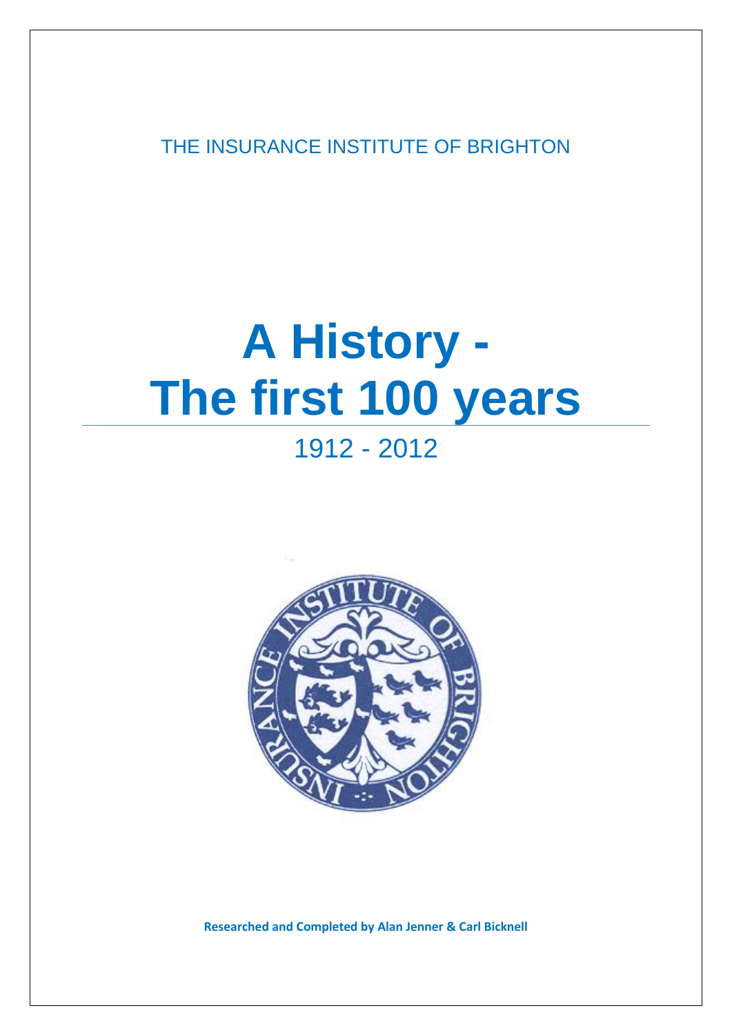THE INSURANCE INSTITUTE OF BRIGHTON

# A History - The first 100 years

## 1912 - 2012

**Researched and Completed by Alan Jenner & Carl Bicknell**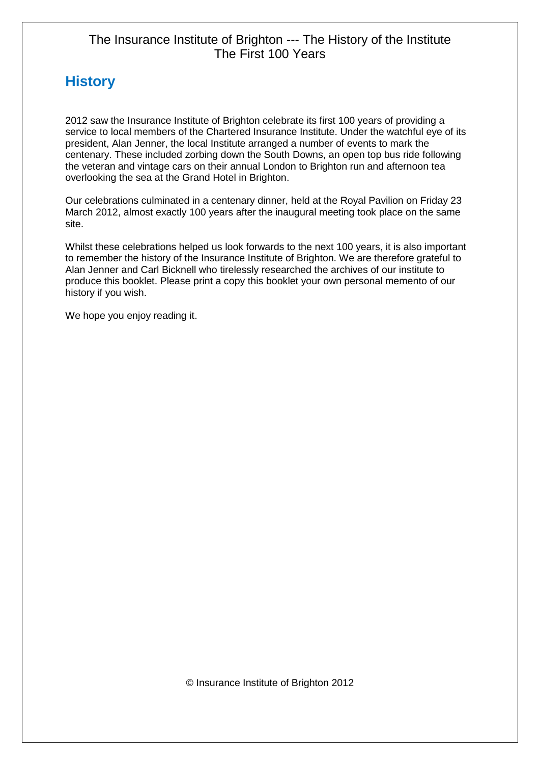# History

2012 saw the Insurance Institute of Brighton celebrate its first 100 years of providing a service to local members of the Chartered Insurance Institute. Under the watchful eye of its president, Alan Jenner, the local Institute arranged a number of events to mark the centenary. These included zorbing down the South Downs, an open top bus ride following the veteran and vintage cars on their annual London to Brighton run and afternoon tea overlooking the sea at the Grand Hotel in Brighton.

Our celebrations culminated in a centenary dinner, held at the Royal Pavilion on Friday 23 March 2012, almost exactly 100 years after the inaugural meeting took place on the same site.

Whilst these celebrations helped us look forwards to the next 100 years, it is also important to remember the history of the Insurance Institute of Brighton. We are therefore grateful to Alan Jenner and Carl Bicknell who tirelessly researched the archives of our institute to produce this booklet. Please print a copy this booklet your own personal memento of our history if you wish.

We hope you enjoy reading it.

© Insurance Institute of Brighton 2012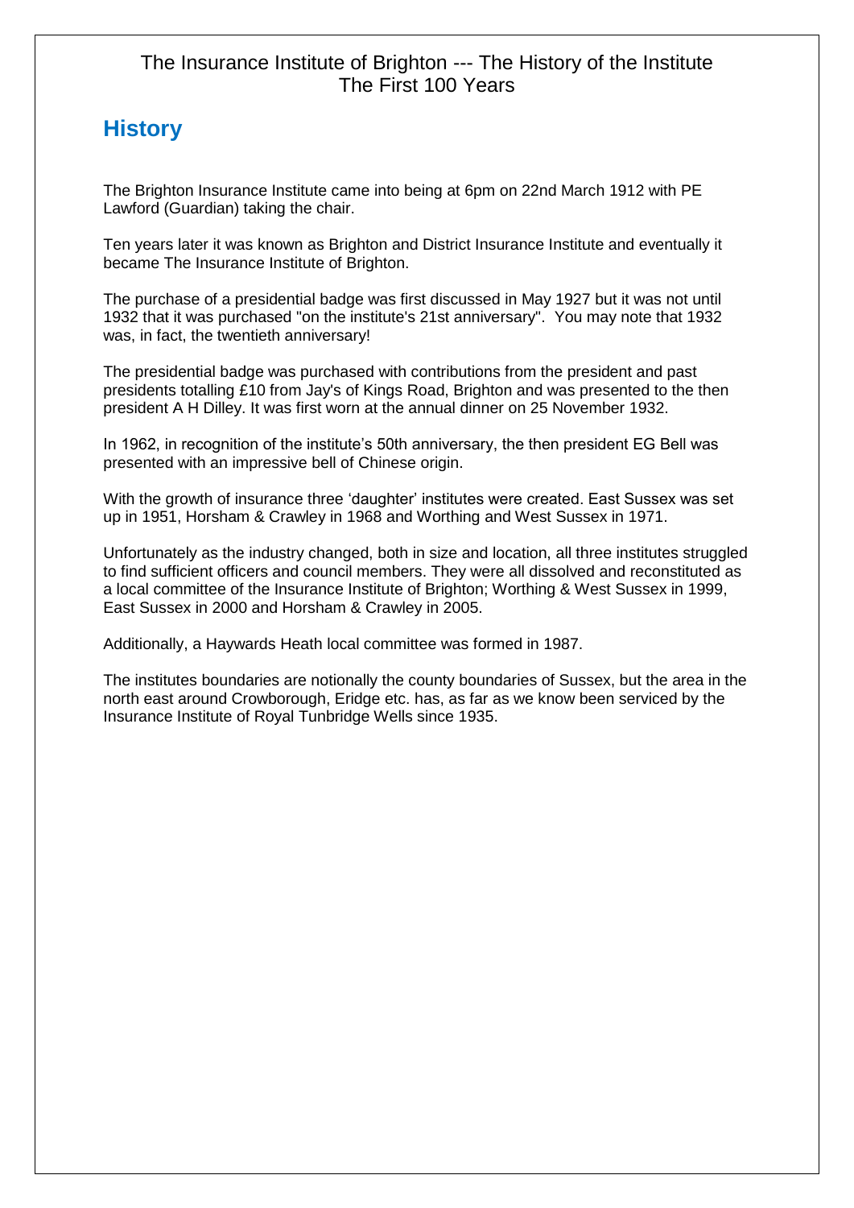The Insurance Institute of Brighton --- The History of the Institute
The First 100 Years

## History

The Brighton Insurance Institute came into being at 6pm on 22nd March 1912 with PE Lawford (Guardian) taking the chair.

Ten years later it was known as Brighton and District Insurance Institute and eventually it became The Insurance Institute of Brighton.

The purchase of a presidential badge was first discussed in May 1927 but it was not until 1932 that it was purchased "on the institute's 21st anniversary". You may note that 1932 was, in fact, the twentieth anniversary!

The presidential badge was purchased with contributions from the president and past presidents totalling £10 from Jay's of Kings Road, Brighton and was presented to the then president A H Dilley. It was first worn at the annual dinner on 25 November 1932.

In 1962, in recognition of the institute's 50th anniversary, the then president EG Bell was presented with an impressive bell of Chinese origin.

With the growth of insurance three 'daughter' institutes were created. East Sussex was set up in 1951, Horsham & Crawley in 1968 and Worthing and West Sussex in 1971.

Unfortunately as the industry changed, both in size and location, all three institutes struggled to find sufficient officers and council members. They were all dissolved and reconstituted as a local committee of the Insurance Institute of Brighton; Worthing & West Sussex in 1999, East Sussex in 2000 and Horsham & Crawley in 2005.

Additionally, a Haywards Heath local committee was formed in 1987.

The institutes boundaries are notionally the county boundaries of Sussex, but the area in the north east around Crowborough, Eridge etc. has, as far as we know been serviced by the Insurance Institute of Royal Tunbridge Wells since 1935.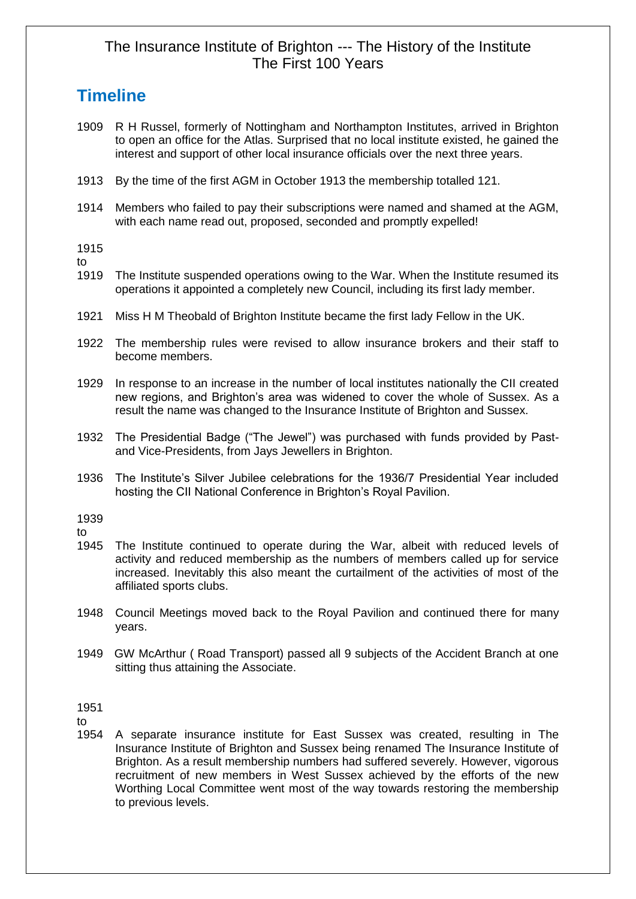The Insurance Institute of Brighton --- The History of the Institute
The First 100 Years

## Timeline

1909 R H Russel, formerly of Nottingham and Northampton Institutes, arrived in Brighton to open an office for the Atlas. Surprised that no local institute existed, he gained the interest and support of other local insurance officials over the next three years.

1913 By the time of the first AGM in October 1913 the membership totalled 121.

1914 Members who failed to pay their subscriptions were named and shamed at the AGM, with each name read out, proposed, seconded and promptly expelled!

1915 to 1919 The Institute suspended operations owing to the War. When the Institute resumed its operations it appointed a completely new Council, including its first lady member.

1921 Miss H M Theobald of Brighton Institute became the first lady Fellow in the UK.

1922 The membership rules were revised to allow insurance brokers and their staff to become members.

1929 In response to an increase in the number of local institutes nationally the CII created new regions, and Brighton's area was widened to cover the whole of Sussex. As a result the name was changed to the Insurance Institute of Brighton and Sussex.

1932 The Presidential Badge ("The Jewel") was purchased with funds provided by Past- and Vice-Presidents, from Jays Jewellers in Brighton.

1936 The Institute's Silver Jubilee celebrations for the 1936/7 Presidential Year included hosting the CII National Conference in Brighton's Royal Pavilion.

1939 to 1945 The Institute continued to operate during the War, albeit with reduced levels of activity and reduced membership as the numbers of members called up for service increased. Inevitably this also meant the curtailment of the activities of most of the affiliated sports clubs.

1948 Council Meetings moved back to the Royal Pavilion and continued there for many years.

1949 GW McArthur ( Road Transport) passed all 9 subjects of the Accident Branch at one sitting thus attaining the Associate.

1951 to 1954 A separate insurance institute for East Sussex was created, resulting in The Insurance Institute of Brighton and Sussex being renamed The Insurance Institute of Brighton. As a result membership numbers had suffered severely. However, vigorous recruitment of new members in West Sussex achieved by the efforts of the new Worthing Local Committee went most of the way towards restoring the membership to previous levels.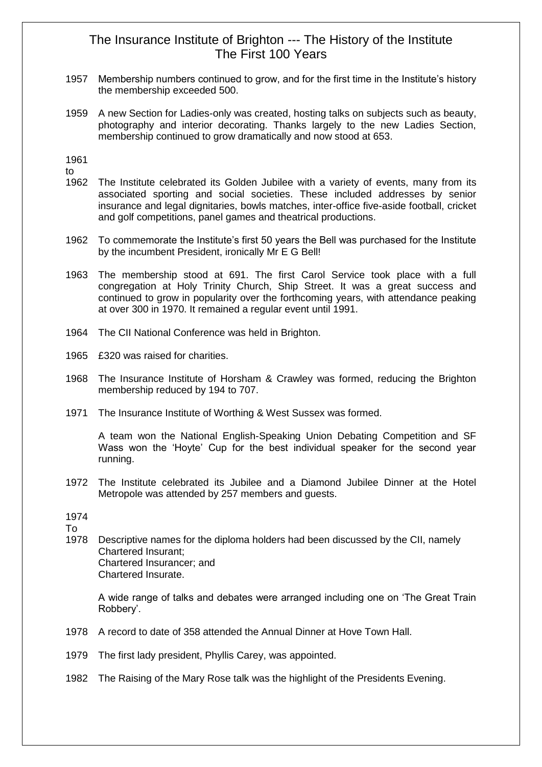# The Insurance Institute of Brighton --- The History of the Institute
## The First 100 Years

**1957** Membership numbers continued to grow, and for the first time in the Institute's history the membership exceeded 500.

**1959** A new Section for Ladies-only was created, hosting talks on subjects such as beauty, photography and interior decorating. Thanks largely to the new Ladies Section, membership continued to grow dramatically and now stood at 653.

**1961 to 1962** The Institute celebrated its Golden Jubilee with a variety of events, many from its associated sporting and social societies. These included addresses by senior insurance and legal dignitaries, bowls matches, inter-office five-aside football, cricket and golf competitions, panel games and theatrical productions.

**1962** To commemorate the Institute's first 50 years the Bell was purchased for the Institute by the incumbent President, ironically Mr E G Bell!

**1963** The membership stood at 691. The first Carol Service took place with a full congregation at Holy Trinity Church, Ship Street. It was a great success and continued to grow in popularity over the forthcoming years, with attendance peaking at over 300 in 1970. It remained a regular event until 1991.

**1964** The CII National Conference was held in Brighton.

**1965** £320 was raised for charities.

**1968** The Insurance Institute of Horsham & Crawley was formed, reducing the Brighton membership reduced by 194 to 707.

**1971** The Insurance Institute of Worthing & West Sussex was formed.

A team won the National English-Speaking Union Debating Competition and SF Wass won the 'Hoyte' Cup for the best individual speaker for the second year running.

**1972** The Institute celebrated its Jubilee and a Diamond Jubilee Dinner at the Hotel Metropole was attended by 257 members and guests.

**1974 To 1978** Descriptive names for the diploma holders had been discussed by the CII, namely
Chartered Insurant;
Chartered Insurancer; and
Chartered Insurate.

A wide range of talks and debates were arranged including one on 'The Great Train Robbery'.

**1978** A record to date of 358 attended the Annual Dinner at Hove Town Hall.

**1979** The first lady president, Phyllis Carey, was appointed.

**1982** The Raising of the Mary Rose talk was the highlight of the Presidents Evening.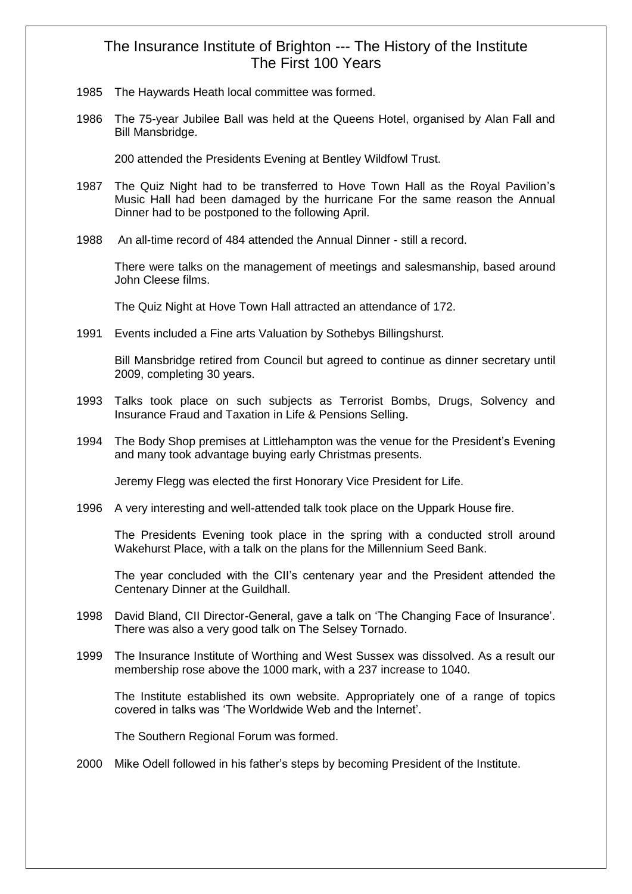# The Insurance Institute of Brighton --- The History of the Institute
## The First 100 Years

1985 The Haywards Heath local committee was formed.

1986 The 75-year Jubilee Ball was held at the Queens Hotel, organised by Alan Fall and Bill Mansbridge.

200 attended the Presidents Evening at Bentley Wildfowl Trust.

1987 The Quiz Night had to be transferred to Hove Town Hall as the Royal Pavilion's Music Hall had been damaged by the hurricane For the same reason the Annual Dinner had to be postponed to the following April.

1988 An all-time record of 484 attended the Annual Dinner - still a record.

There were talks on the management of meetings and salesmanship, based around John Cleese films.

The Quiz Night at Hove Town Hall attracted an attendance of 172.

1991 Events included a Fine arts Valuation by Sothebys Billingshurst.

Bill Mansbridge retired from Council but agreed to continue as dinner secretary until 2009, completing 30 years.

1993 Talks took place on such subjects as Terrorist Bombs, Drugs, Solvency and Insurance Fraud and Taxation in Life & Pensions Selling.

1994 The Body Shop premises at Littlehampton was the venue for the President's Evening and many took advantage buying early Christmas presents.

Jeremy Flegg was elected the first Honorary Vice President for Life.

1996 A very interesting and well-attended talk took place on the Uppark House fire.

The Presidents Evening took place in the spring with a conducted stroll around Wakehurst Place, with a talk on the plans for the Millennium Seed Bank.

The year concluded with the CII's centenary year and the President attended the Centenary Dinner at the Guildhall.

1998 David Bland, CII Director-General, gave a talk on 'The Changing Face of Insurance'. There was also a very good talk on The Selsey Tornado.

1999 The Insurance Institute of Worthing and West Sussex was dissolved. As a result our membership rose above the 1000 mark, with a 237 increase to 1040.

The Institute established its own website. Appropriately one of a range of topics covered in talks was 'The Worldwide Web and the Internet'.

The Southern Regional Forum was formed.

2000 Mike Odell followed in his father's steps by becoming President of the Institute.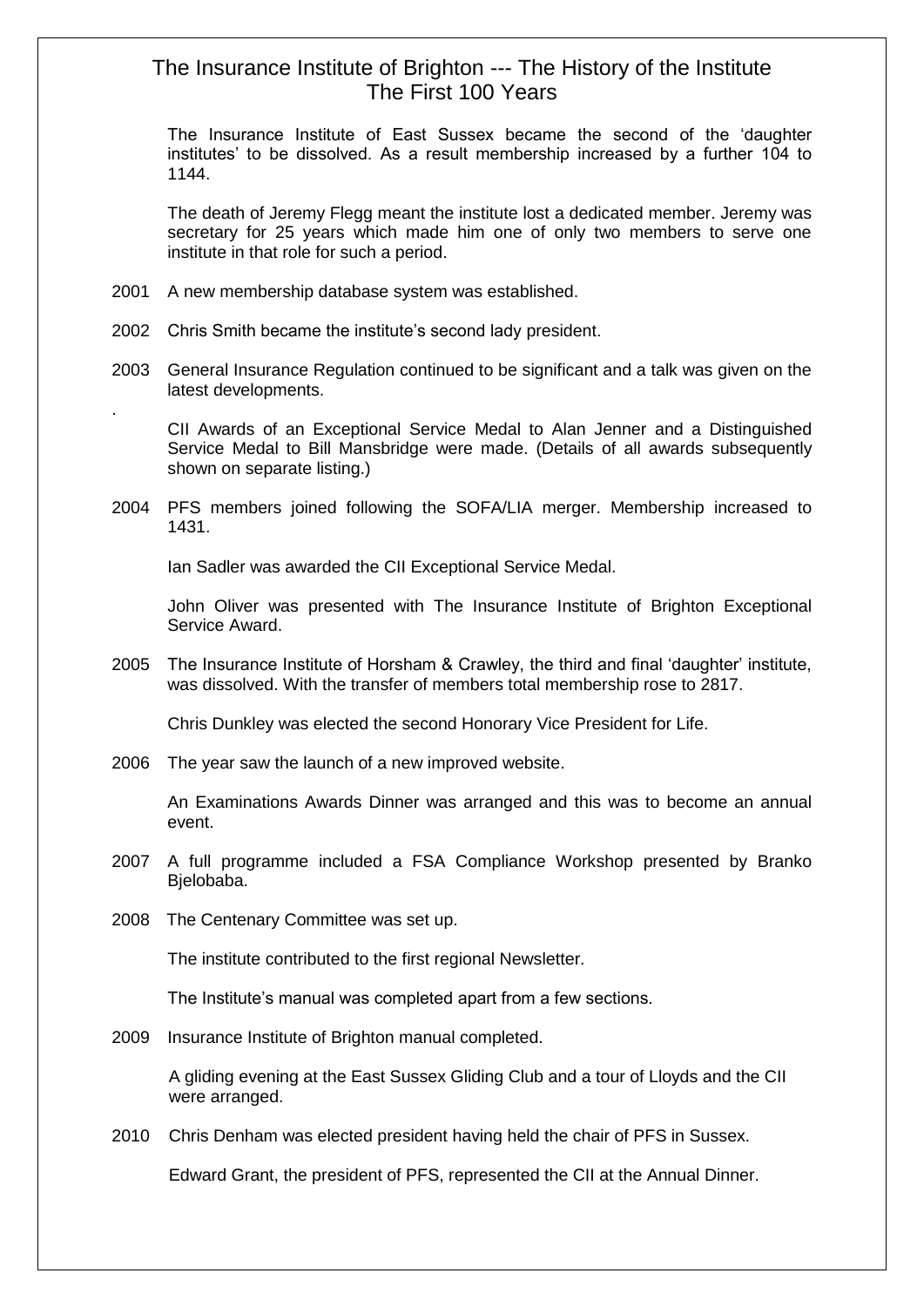# The Insurance Institute of Brighton --- The History of the Institute The First 100 Years

The Insurance Institute of East Sussex became the second of the 'daughter institutes' to be dissolved. As a result membership increased by a further 104 to 1144.

The death of Jeremy Flegg meant the institute lost a dedicated member. Jeremy was secretary for 25 years which made him one of only two members to serve one institute in that role for such a period.

2001 A new membership database system was established.

2002 Chris Smith became the institute's second lady president.

2003 General Insurance Regulation continued to be significant and a talk was given on the latest developments.

CII Awards of an Exceptional Service Medal to Alan Jenner and a Distinguished Service Medal to Bill Mansbridge were made. (Details of all awards subsequently shown on separate listing.)

2004 PFS members joined following the SOFA/LIA merger. Membership increased to 1431.

Ian Sadler was awarded the CII Exceptional Service Medal.

John Oliver was presented with The Insurance Institute of Brighton Exceptional Service Award.

2005 The Insurance Institute of Horsham & Crawley, the third and final 'daughter' institute, was dissolved. With the transfer of members total membership rose to 2817.

Chris Dunkley was elected the second Honorary Vice President for Life.

2006 The year saw the launch of a new improved website.

An Examinations Awards Dinner was arranged and this was to become an annual event.

2007 A full programme included a FSA Compliance Workshop presented by Branko Bjelobaba.

2008 The Centenary Committee was set up.

The institute contributed to the first regional Newsletter.

The Institute's manual was completed apart from a few sections.

2009 Insurance Institute of Brighton manual completed.

A gliding evening at the East Sussex Gliding Club and a tour of Lloyds and the CII were arranged.

2010 Chris Denham was elected president having held the chair of PFS in Sussex.

Edward Grant, the president of PFS, represented the CII at the Annual Dinner.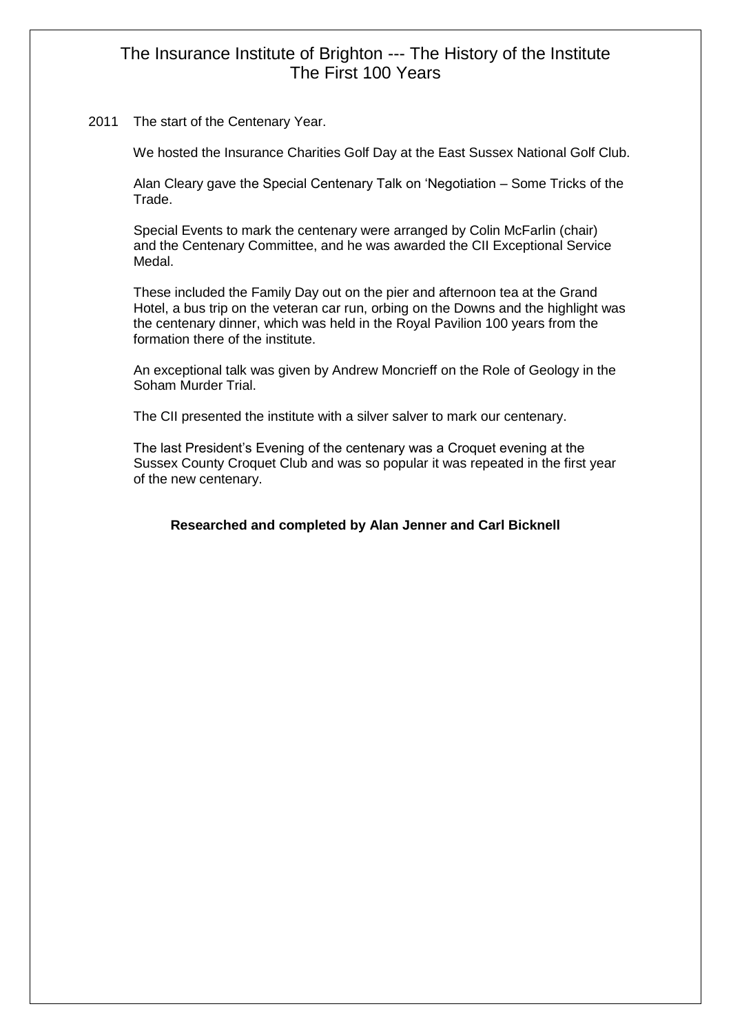# The Insurance Institute of Brighton --- The History of the Institute
## The First 100 Years

2011 The start of the Centenary Year.

We hosted the Insurance Charities Golf Day at the East Sussex National Golf Club.

Alan Cleary gave the Special Centenary Talk on 'Negotiation – Some Tricks of the Trade.

Special Events to mark the centenary were arranged by Colin McFarlin (chair) and the Centenary Committee, and he was awarded the CII Exceptional Service Medal.

These included the Family Day out on the pier and afternoon tea at the Grand Hotel, a bus trip on the veteran car run, orbing on the Downs and the highlight was the centenary dinner, which was held in the Royal Pavilion 100 years from the formation there of the institute.

An exceptional talk was given by Andrew Moncrieff on the Role of Geology in the Soham Murder Trial.

The CII presented the institute with a silver salver to mark our centenary.

The last President's Evening of the centenary was a Croquet evening at the Sussex County Croquet Club and was so popular it was repeated in the first year of the new centenary.

**Researched and completed by Alan Jenner and Carl Bicknell**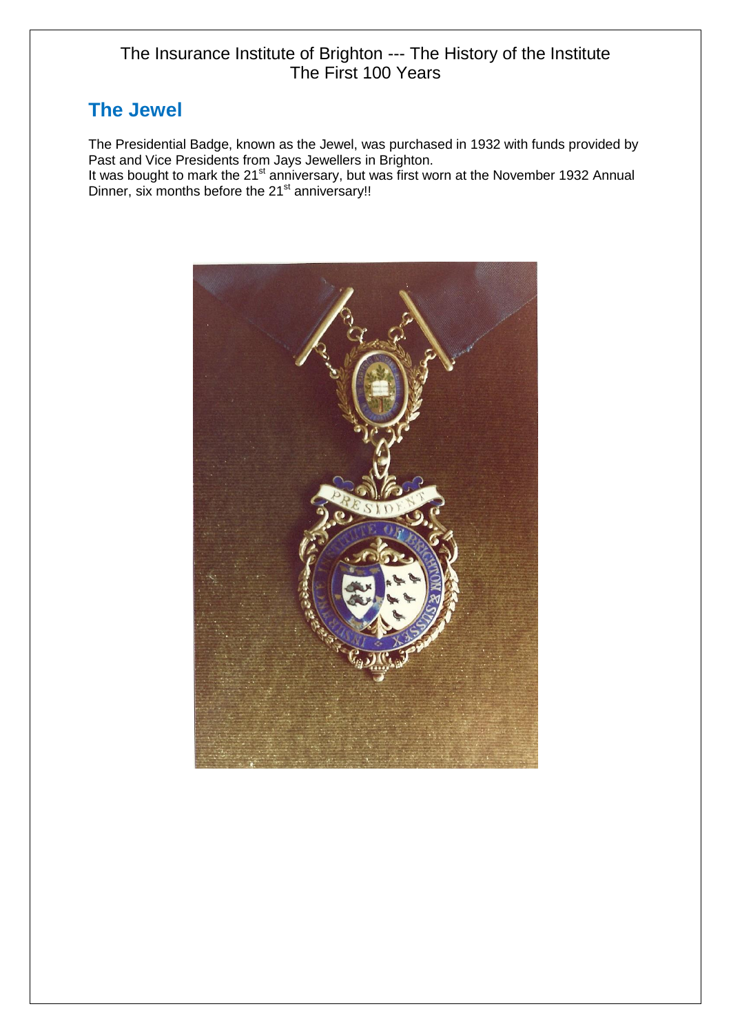## The Jewel

The Presidential Badge, known as the Jewel, was purchased in 1932 with funds provided by Past and Vice Presidents from Jays Jewellers in Brighton.
It was bought to mark the 21st anniversary, but was first worn at the November 1932 Annual Dinner, six months before the 21st anniversary!!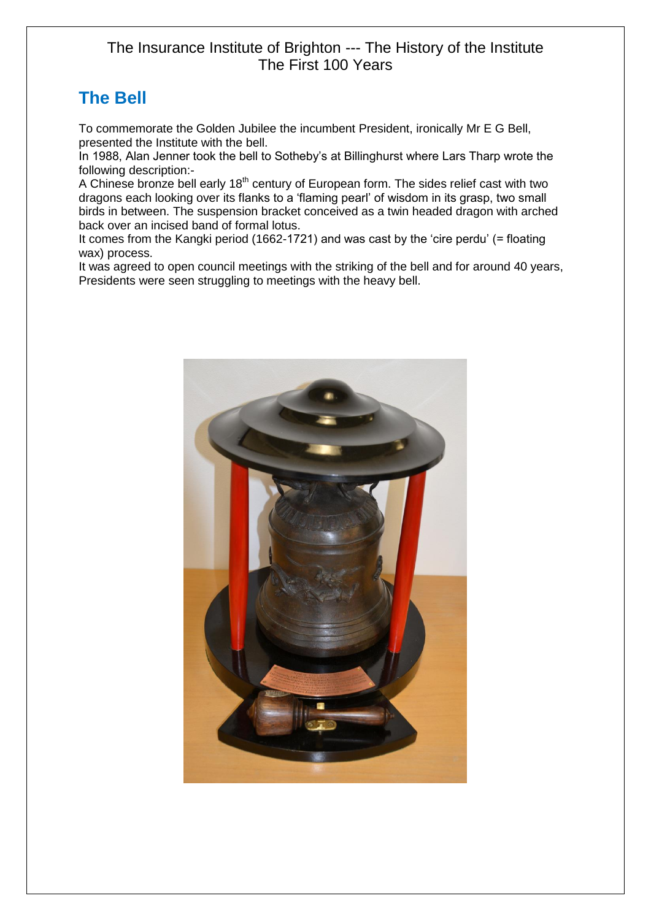## The Bell

To commemorate the Golden Jubilee the incumbent President, ironically Mr E G Bell, presented the Institute with the bell.

In 1988, Alan Jenner took the bell to Sotheby's at Billinghurst where Lars Tharp wrote the following description:-

A Chinese bronze bell early 18th century of European form. The sides relief cast with two dragons each looking over its flanks to a 'flaming pearl' of wisdom in its grasp, two small birds in between. The suspension bracket conceived as a twin headed dragon with arched back over an incised band of formal lotus.

It comes from the Kangki period (1662-1721) and was cast by the 'cire perdu' (= floating wax) process.

It was agreed to open council meetings with the striking of the bell and for around 40 years, Presidents were seen struggling to meetings with the heavy bell.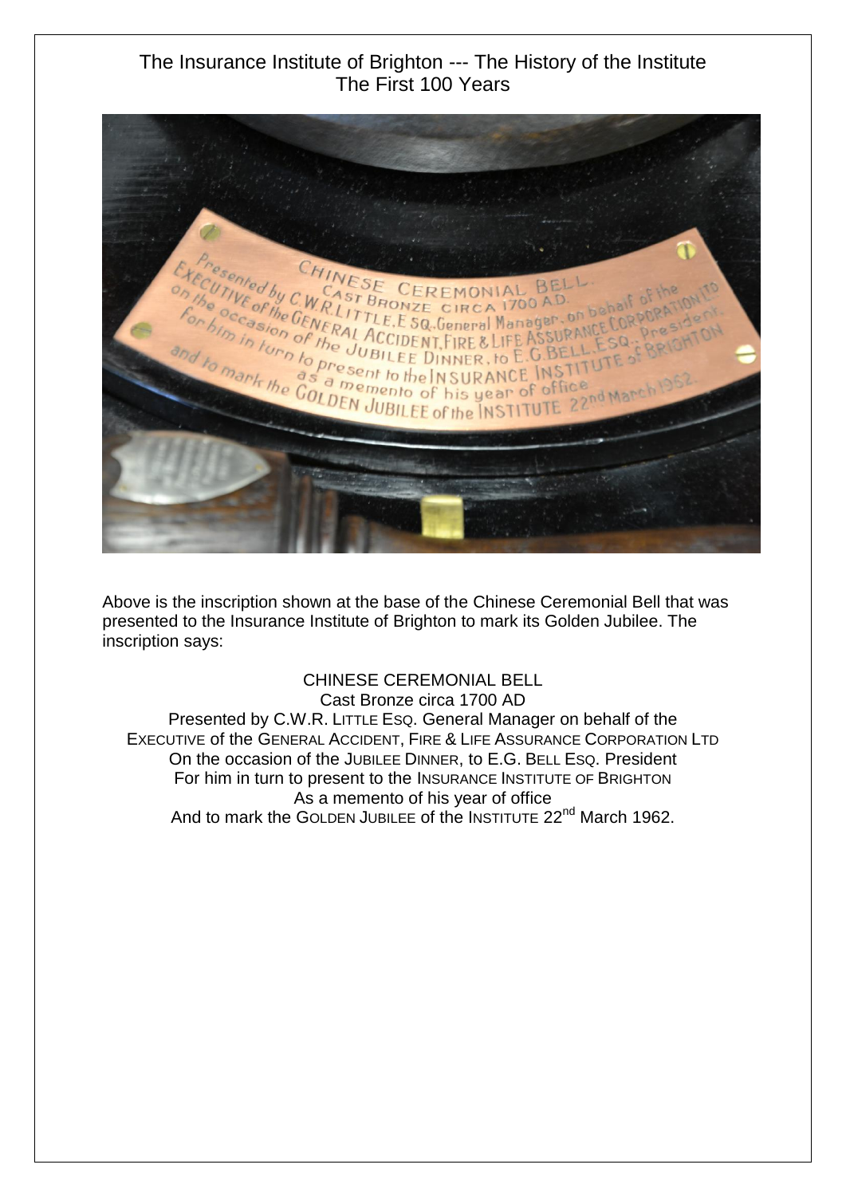The Insurance Institute of Brighton --- The History of the Institute
The First 100 Years

Above is the inscription shown at the base of the Chinese Ceremonial Bell that was presented to the Insurance Institute of Brighton to mark its Golden Jubilee. The inscription says:

CHINESE CEREMONIAL BELL
Cast Bronze circa 1700 AD
Presented by C.W.R. LITTLE ESQ. General Manager on behalf of the EXECUTIVE of the GENERAL ACCIDENT, FIRE & LIFE ASSURANCE CORPORATION LTD
On the occasion of the JUBILEE DINNER, to E.G. BELL ESQ. President
For him in turn to present to the INSURANCE INSTITUTE OF BRIGHTON
As a memento of his year of office
And to mark the GOLDEN JUBILEE of the INSTITUTE 22nd March 1962.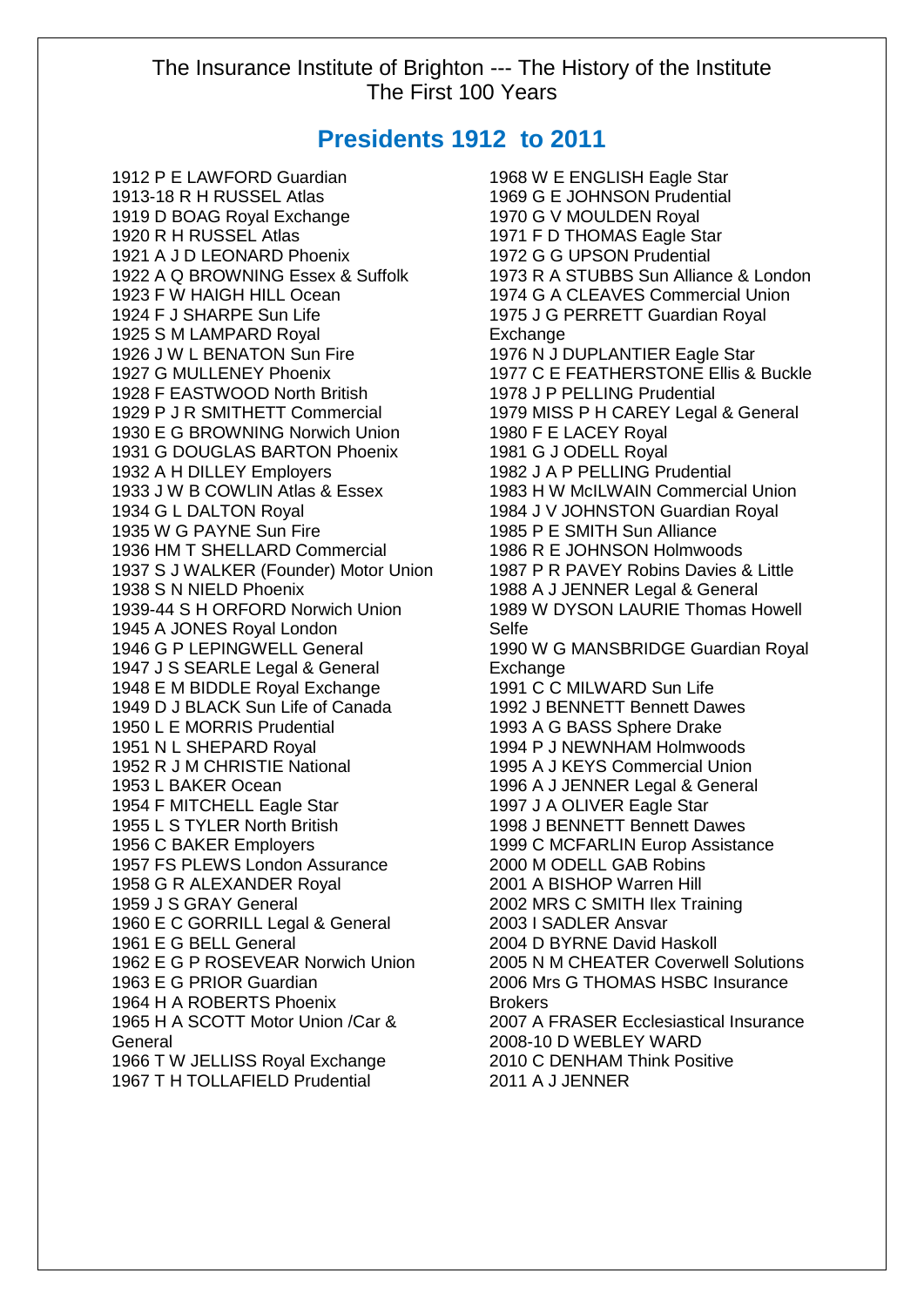The Insurance Institute of Brighton --- The History of the Institute
The First 100 Years

## Presidents 1912 to 2011

1912 P E LAWFORD Guardian
1913-18 R H RUSSEL Atlas
1919 D BOAG Royal Exchange
1920 R H RUSSEL Atlas
1921 A J D LEONARD Phoenix
1922 A Q BROWNING Essex & Suffolk
1923 F W HAIGH HILL Ocean
1924 F J SHARPE Sun Life
1925 S M LAMPARD Royal
1926 J W L BENATON Sun Fire
1927 G MULLENEY Phoenix
1928 F EASTWOOD North British
1929 P J R SMITHETT Commercial
1930 E G BROWNING Norwich Union
1931 G DOUGLAS BARTON Phoenix
1932 A H DILLEY Employers
1933 J W B COWLIN Atlas & Essex
1934 G L DALTON Royal
1935 W G PAYNE Sun Fire
1936 HM T SHELLARD Commercial
1937 S J WALKER (Founder) Motor Union
1938 S N NIELD Phoenix
1939-44 S H ORFORD Norwich Union
1945 A JONES Royal London
1946 G P LEPINGWELL General
1947 J S SEARLE Legal & General
1948 E M BIDDLE Royal Exchange
1949 D J BLACK Sun Life of Canada
1950 L E MORRIS Prudential
1951 N L SHEPARD Royal
1952 R J M CHRISTIE National
1953 L BAKER Ocean
1954 F MITCHELL Eagle Star
1955 L S TYLER North British
1956 C BAKER Employers
1957 FS PLEWS London Assurance
1958 G R ALEXANDER Royal
1959 J S GRAY General
1960 E C GORRILL Legal & General
1961 E G BELL General
1962 E G P ROSEVEAR Norwich Union
1963 E G PRIOR Guardian
1964 H A ROBERTS Phoenix
1965 H A SCOTT Motor Union /Car & General
1966 T W JELLISS Royal Exchange
1967 T H TOLLAFIELD Prudential
1968 W E ENGLISH Eagle Star
1969 G E JOHNSON Prudential
1970 G V MOULDEN Royal
1971 F D THOMAS Eagle Star
1972 G G UPSON Prudential
1973 R A STUBBS Sun Alliance & London
1974 G A CLEAVES Commercial Union
1975 J G PERRETT Guardian Royal Exchange
1976 N J DUPLANTIER Eagle Star
1977 C E FEATHERSTONE Ellis & Buckle
1978 J P PELLING Prudential
1979 MISS P H CAREY Legal & General
1980 F E LACEY Royal
1981 G J ODELL Royal
1982 J A P PELLING Prudential
1983 H W McILWAIN Commercial Union
1984 J V JOHNSTON Guardian Royal
1985 P E SMITH Sun Alliance
1986 R E JOHNSON Holmwoods
1987 P R PAVEY Robins Davies & Little
1988 A J JENNER Legal & General
1989 W DYSON LAURIE Thomas Howell Selfe
1990 W G MANSBRIDGE Guardian Royal Exchange
1991 C C MILWARD Sun Life
1992 J BENNETT Bennett Dawes
1993 A G BASS Sphere Drake
1994 P J NEWNHAM Holmwoods
1995 A J KEYS Commercial Union
1996 A J JENNER Legal & General
1997 J A OLIVER Eagle Star
1998 J BENNETT Bennett Dawes
1999 C MCFARLIN Europ Assistance
2000 M ODELL GAB Robins
2001 A BISHOP Warren Hill
2002 MRS C SMITH Ilex Training
2003 I SADLER Ansvar
2004 D BYRNE David Haskoll
2005 N M CHEATER Coverwell Solutions
2006 Mrs G THOMAS HSBC Insurance Brokers
2007 A FRASER Ecclesiastical Insurance
2008-10 D WEBLEY WARD
2010 C DENHAM Think Positive
2011 A J JENNER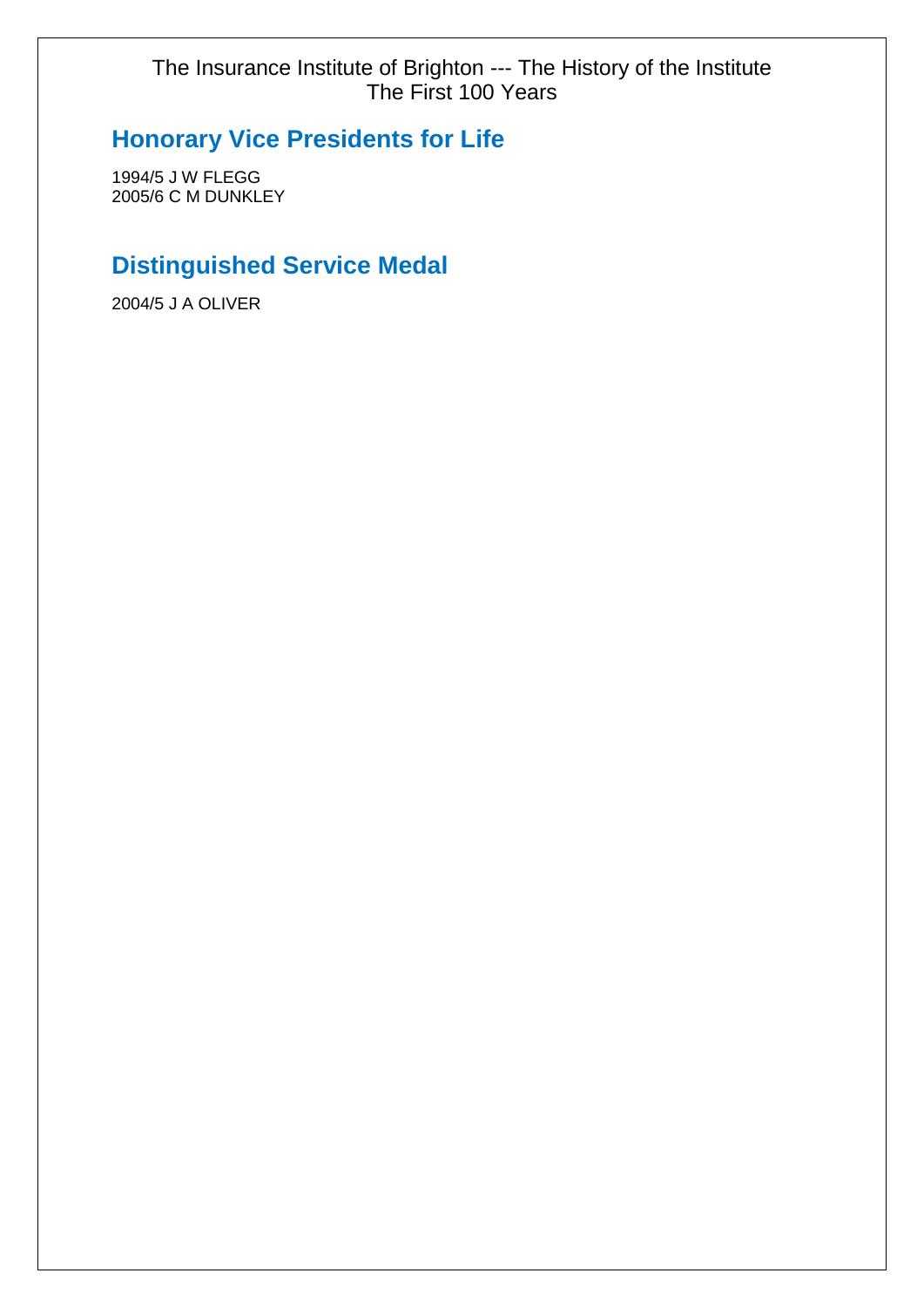## Honorary Vice Presidents for Life

1994/5 J W FLEGG
2005/6 C M DUNKLEY

## Distinguished Service Medal

2004/5 J A OLIVER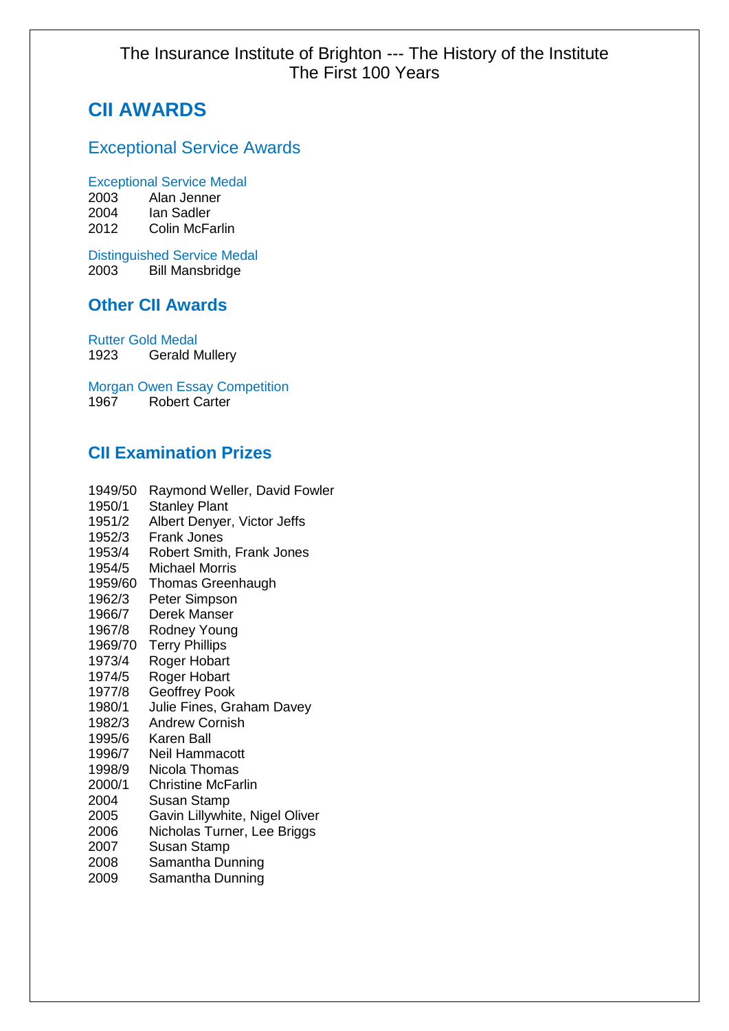# CII AWARDS

## Exceptional Service Awards

### Exceptional Service Medal

2003 Alan Jenner
2004 Ian Sadler
2012 Colin McFarlin

### Distinguished Service Medal

2003 Bill Mansbridge

## Other CII Awards

### Rutter Gold Medal

1923 Gerald Mullery

### Morgan Owen Essay Competition

1967 Robert Carter

## CII Examination Prizes

1949/50 Raymond Weller, David Fowler
1950/1 Stanley Plant
1951/2 Albert Denyer, Victor Jeffs
1952/3 Frank Jones
1953/4 Robert Smith, Frank Jones
1954/5 Michael Morris
1959/60 Thomas Greenhaugh
1962/3 Peter Simpson
1966/7 Derek Manser
1967/8 Rodney Young
1969/70 Terry Phillips
1973/4 Roger Hobart
1974/5 Roger Hobart
1977/8 Geoffrey Pook
1980/1 Julie Fines, Graham Davey
1982/3 Andrew Cornish
1995/6 Karen Ball
1996/7 Neil Hammacott
1998/9 Nicola Thomas
2000/1 Christine McFarlin
2004 Susan Stamp
2005 Gavin Lillywhite, Nigel Oliver
2006 Nicholas Turner, Lee Briggs
2007 Susan Stamp
2008 Samantha Dunning
2009 Samantha Dunning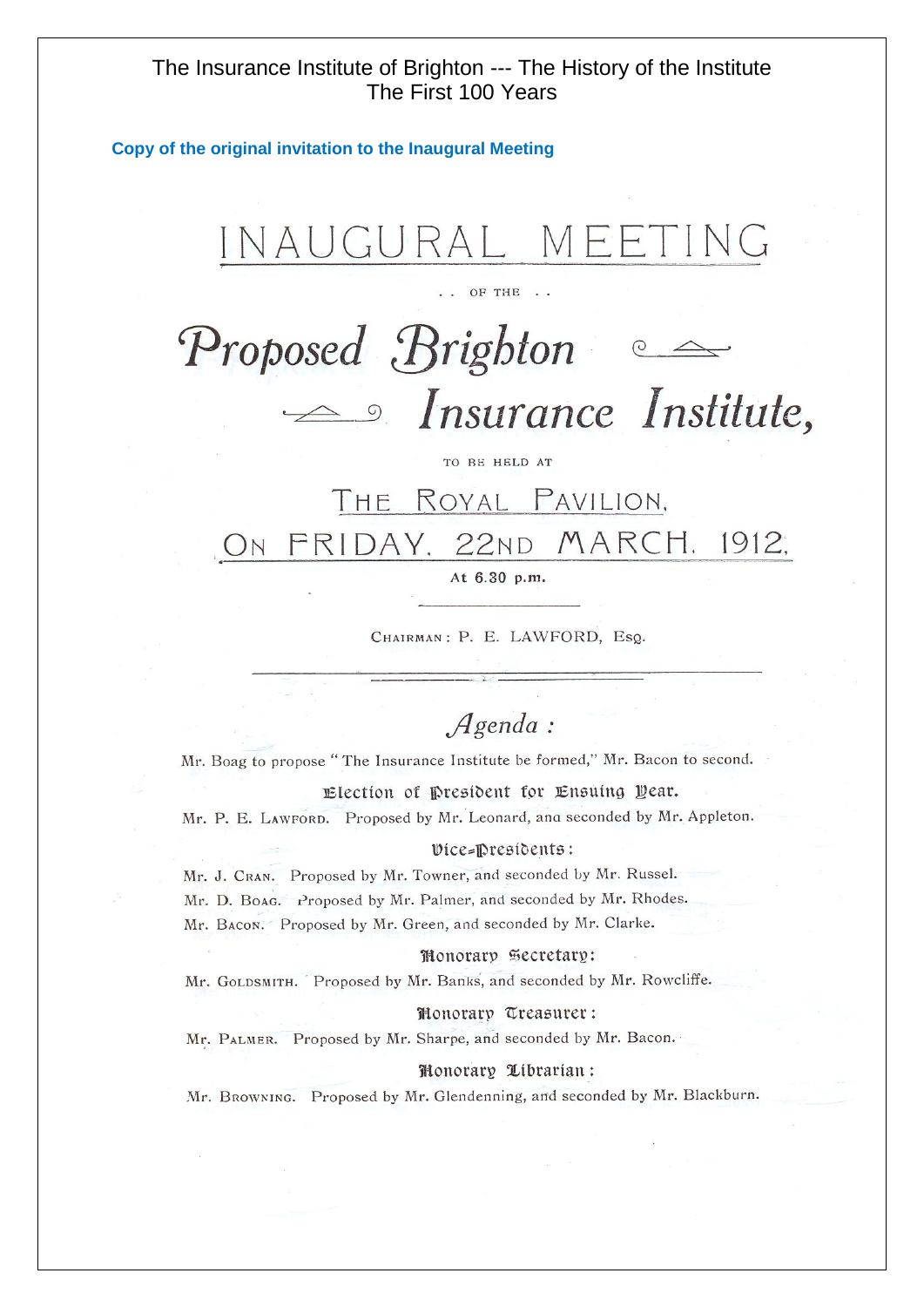Copy of the original invitation to the Inaugural Meeting

# INAUGURAL MEETING

. . OF THE . .

## *Proposed Brighton Insurance Institute,*

TO BE HELD AT

THE ROYAL PAVILION,

ON FRIDAY, 22ND MARCH, 1912,

At 6.30 p.m.

CHAIRMAN: P. E. LAWFORD, ESQ.

### *Agenda :*

Mr. Boag to propose "The Insurance Institute be formed," Mr. Bacon to second.

**Election of President for Ensuing Year.**

Mr. P. E. LAWFORD. Proposed by Mr. Leonard, and seconded by Mr. Appleton.

**Vice-Presidents:**

Mr. J. CRAN. Proposed by Mr. Towner, and seconded by Mr. Russel.

Mr. D. BOAG. Proposed by Mr. Palmer, and seconded by Mr. Rhodes.

Mr. BACON. Proposed by Mr. Green, and seconded by Mr. Clarke.

**Honorary Secretary:**

Mr. GOLDSMITH. Proposed by Mr. Banks, and seconded by Mr. Rowcliffe.

**Honorary Treasurer:**

Mr. PALMER. Proposed by Mr. Sharpe, and seconded by Mr. Bacon.

**Honorary Librarian:**

Mr. BROWNING. Proposed by Mr. Glendenning, and seconded by Mr. Blackburn.